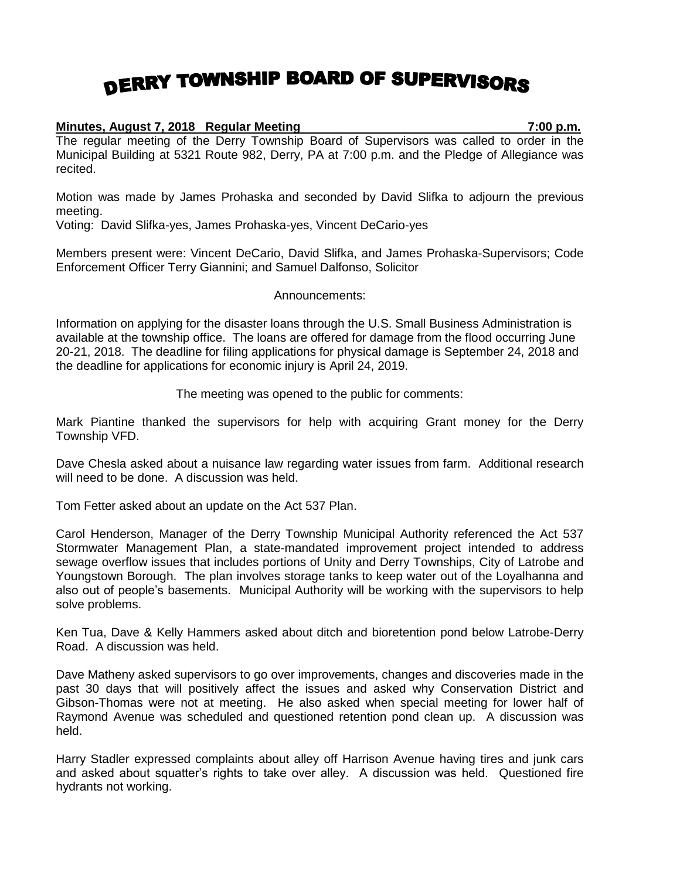# DERRY TOWNSHIP BOARD OF SUPERVISORS

**Minutes, August 7, 2018 Regular Meeting 7:00 p.m.**

The regular meeting of the Derry Township Board of Supervisors was called to order in the Municipal Building at 5321 Route 982, Derry, PA at 7:00 p.m. and the Pledge of Allegiance was recited.

Motion was made by James Prohaska and seconded by David Slifka to adjourn the previous meeting.
Voting: David Slifka-yes, James Prohaska-yes, Vincent DeCario-yes

Members present were: Vincent DeCario, David Slifka, and James Prohaska-Supervisors; Code Enforcement Officer Terry Giannini; and Samuel Dalfonso, Solicitor

Announcements:

Information on applying for the disaster loans through the U.S. Small Business Administration is available at the township office. The loans are offered for damage from the flood occurring June 20-21, 2018. The deadline for filing applications for physical damage is September 24, 2018 and the deadline for applications for economic injury is April 24, 2019.

The meeting was opened to the public for comments:

Mark Piantine thanked the supervisors for help with acquiring Grant money for the Derry Township VFD.

Dave Chesla asked about a nuisance law regarding water issues from farm. Additional research will need to be done. A discussion was held.

Tom Fetter asked about an update on the Act 537 Plan.

Carol Henderson, Manager of the Derry Township Municipal Authority referenced the Act 537 Stormwater Management Plan, a state-mandated improvement project intended to address sewage overflow issues that includes portions of Unity and Derry Townships, City of Latrobe and Youngstown Borough. The plan involves storage tanks to keep water out of the Loyalhanna and also out of people's basements. Municipal Authority will be working with the supervisors to help solve problems.

Ken Tua, Dave & Kelly Hammers asked about ditch and bioretention pond below Latrobe-Derry Road. A discussion was held.

Dave Matheny asked supervisors to go over improvements, changes and discoveries made in the past 30 days that will positively affect the issues and asked why Conservation District and Gibson-Thomas were not at meeting. He also asked when special meeting for lower half of Raymond Avenue was scheduled and questioned retention pond clean up. A discussion was held.

Harry Stadler expressed complaints about alley off Harrison Avenue having tires and junk cars and asked about squatter's rights to take over alley. A discussion was held. Questioned fire hydrants not working.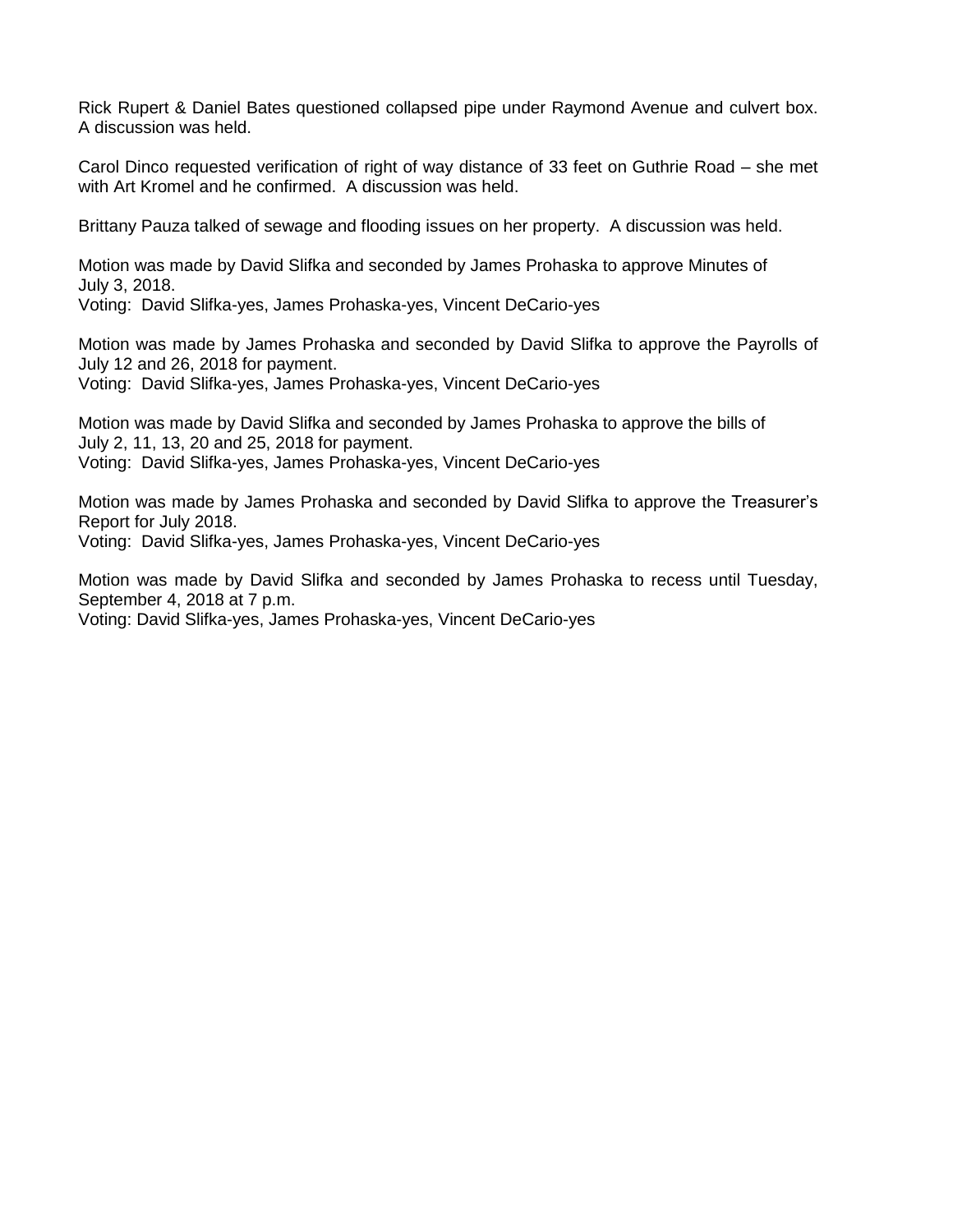Rick Rupert & Daniel Bates questioned collapsed pipe under Raymond Avenue and culvert box. A discussion was held.

Carol Dinco requested verification of right of way distance of 33 feet on Guthrie Road – she met with Art Kromel and he confirmed. A discussion was held.

Brittany Pauza talked of sewage and flooding issues on her property. A discussion was held.

Motion was made by David Slifka and seconded by James Prohaska to approve Minutes of July 3, 2018.
Voting: David Slifka-yes, James Prohaska-yes, Vincent DeCario-yes

Motion was made by James Prohaska and seconded by David Slifka to approve the Payrolls of July 12 and 26, 2018 for payment.
Voting: David Slifka-yes, James Prohaska-yes, Vincent DeCario-yes

Motion was made by David Slifka and seconded by James Prohaska to approve the bills of July 2, 11, 13, 20 and 25, 2018 for payment.
Voting: David Slifka-yes, James Prohaska-yes, Vincent DeCario-yes

Motion was made by James Prohaska and seconded by David Slifka to approve the Treasurer's Report for July 2018.
Voting: David Slifka-yes, James Prohaska-yes, Vincent DeCario-yes

Motion was made by David Slifka and seconded by James Prohaska to recess until Tuesday, September 4, 2018 at 7 p.m.
Voting: David Slifka-yes, James Prohaska-yes, Vincent DeCario-yes